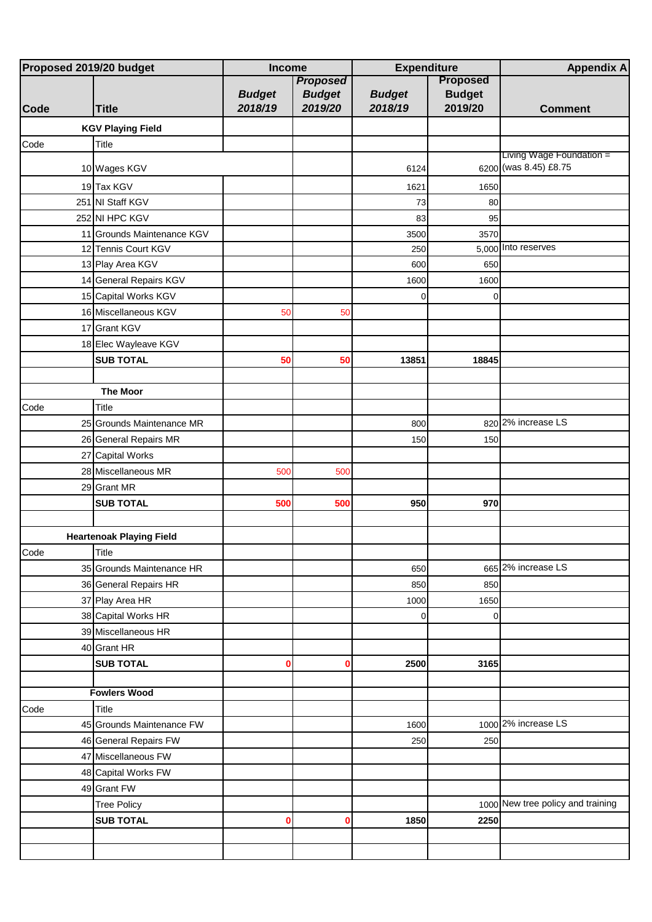| Proposed 2019/20 budget | | Income | | Expenditure | | Appendix A |
|---|---|---|---|---|---|---|
| **Code** | **Title** | ***Budget 2018/19*** | ***Proposed Budget 2019/20*** | ***Budget 2018/19*** | **Proposed Budget 2019/20** | **Comment** |
| | **KGV Playing Field** | | | | | |
| Code | Title | | | | | |
| 10 | Wages KGV | | | 6124 | 6200 | Living Wage Foundation = (was 8.45) £8.75 |
| 19 | Tax KGV | | | 1621 | 1650 | |
| 251 | NI Staff KGV | | | 73 | 80 | |
| 252 | NI HPC KGV | | | 83 | 95 | |
| 11 | Grounds Maintenance KGV | | | 3500 | 3570 | |
| 12 | Tennis Court KGV | | | 250 | 5,000 | Into reserves |
| 13 | Play Area KGV | | | 600 | 650 | |
| 14 | General Repairs KGV | | | 1600 | 1600 | |
| 15 | Capital Works KGV | | | 0 | 0 | |
| 16 | Miscellaneous KGV | 50 | 50 | | | |
| 17 | Grant KGV | | | | | |
| 18 | Elec Wayleave KGV | | | | | |
| | **SUB TOTAL** | **50** | **50** | **13851** | **18845** | |
| | | | | | | |
| | **The Moor** | | | | | |
| Code | Title | | | | | |
| 25 | Grounds Maintenance MR | | | 800 | 820 | 2% increase LS |
| 26 | General Repairs MR | | | 150 | 150 | |
| 27 | Capital Works | | | | | |
| 28 | Miscellaneous MR | 500 | 500 | | | |
| 29 | Grant MR | | | | | |
| | **SUB TOTAL** | **500** | **500** | **950** | **970** | |
| | | | | | | |
| | **Heartenoak Playing Field** | | | | | |
| Code | Title | | | | | |
| 35 | Grounds Maintenance HR | | | 650 | 665 | 2% increase LS |
| 36 | General Repairs HR | | | 850 | 850 | |
| 37 | Play Area HR | | | 1000 | 1650 | |
| 38 | Capital Works HR | | | 0 | 0 | |
| 39 | Miscellaneous HR | | | | | |
| 40 | Grant HR | | | | | |
| | **SUB TOTAL** | **0** | **0** | **2500** | **3165** | |
| | | | | | | |
| | **Fowlers Wood** | | | | | |
| Code | Title | | | | | |
| 45 | Grounds Maintenance FW | | | 1600 | 1000 | 2% increase LS |
| 46 | General Repairs FW | | | 250 | 250 | |
| 47 | Miscellaneous FW | | | | | |
| 48 | Capital Works FW | | | | | |
| 49 | Grant FW | | | | | |
| | Tree Policy | | | | 1000 | New tree policy and training |
| | **SUB TOTAL** | **0** | **0** | **1850** | **2250** | |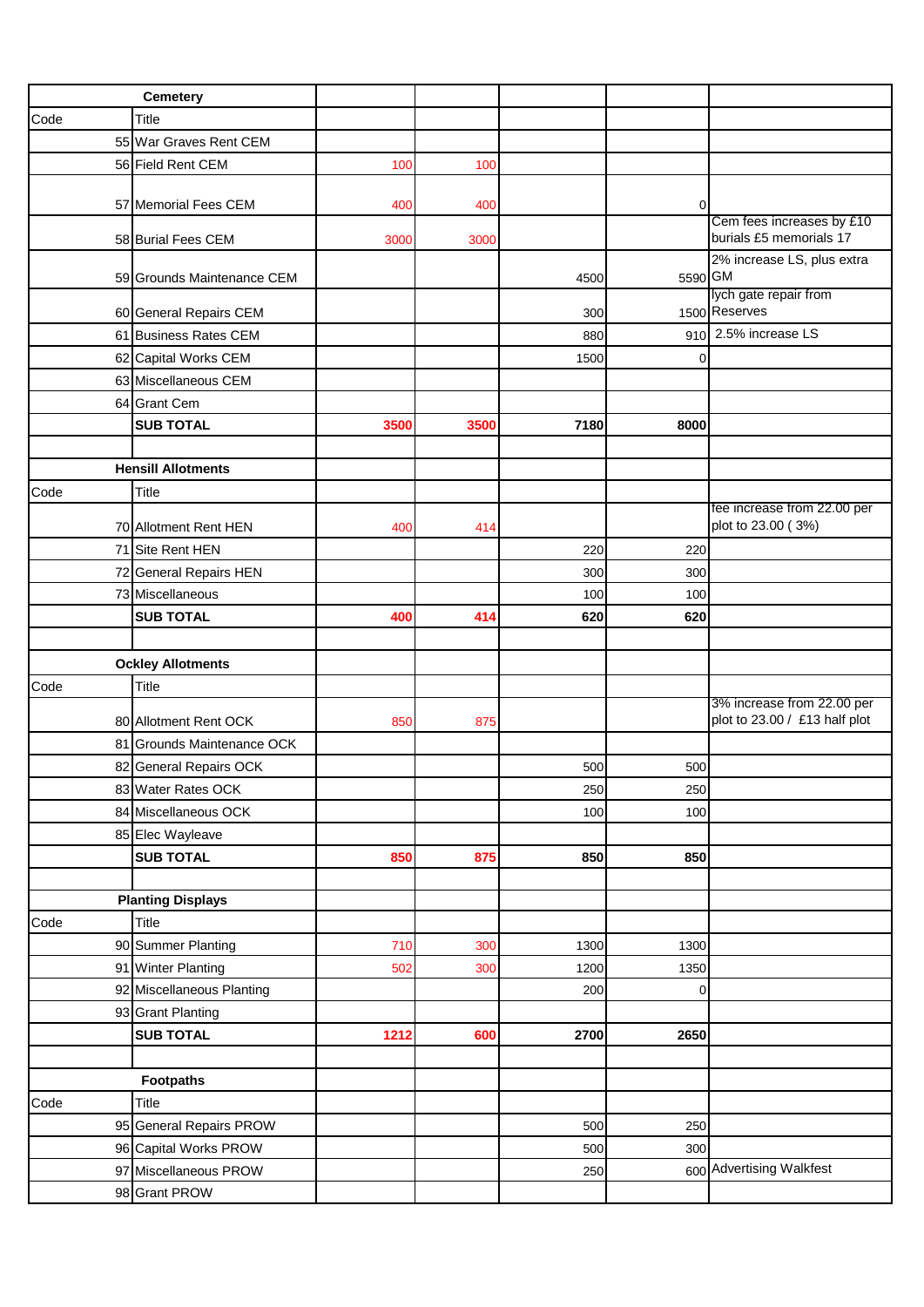| Cemetery | | | | | | |
|---|---|---|---|---|---|---|
| Code | Title | | | | | |
| 55 | War Graves Rent CEM | | | | | |
| 56 | Field Rent CEM | 100 | 100 | | | |
| 57 | Memorial Fees CEM | 400 | 400 | | 0 | |
| 58 | Burial Fees CEM | 3000 | 3000 | | | Cem fees increases by £10 burials £5 memorials 17 |
| 59 | Grounds Maintenance CEM | | | 4500 | 5590 | 2% increase LS, plus extra GM |
| 60 | General Repairs CEM | | | 300 | 1500 | lych gate repair from Reserves |
| 61 | Business Rates CEM | | | 880 | 910 | 2.5% increase LS |
| 62 | Capital Works CEM | | | 1500 | 0 | |
| 63 | Miscellaneous CEM | | | | | |
| 64 | Grant Cem | | | | | |
| | **SUB TOTAL** | **3500** | **3500** | **7180** | **8000** | |
| | | | | | | |
| **Hensill Allotments** | | | | | | |
| Code | Title | | | | | |
| 70 | Allotment Rent HEN | 400 | 414 | | | fee increase from 22.00 per plot to 23.00 ( 3%) |
| 71 | Site Rent HEN | | | 220 | 220 | |
| 72 | General Repairs HEN | | | 300 | 300 | |
| 73 | Miscellaneous | | | 100 | 100 | |
| | **SUB TOTAL** | **400** | **414** | **620** | **620** | |
| | | | | | | |
| **Ockley Allotments** | | | | | | |
| Code | Title | | | | | |
| 80 | Allotment Rent OCK | 850 | 875 | | | 3% increase from 22.00 per plot to 23.00 / £13 half plot |
| 81 | Grounds Maintenance OCK | | | | | |
| 82 | General Repairs OCK | | | 500 | 500 | |
| 83 | Water Rates OCK | | | 250 | 250 | |
| 84 | Miscellaneous OCK | | | 100 | 100 | |
| 85 | Elec Wayleave | | | | | |
| | **SUB TOTAL** | **850** | **875** | **850** | **850** | |
| | | | | | | |
| **Planting Displays** | | | | | | |
| Code | Title | | | | | |
| 90 | Summer Planting | 710 | 300 | 1300 | 1300 | |
| 91 | Winter Planting | 502 | 300 | 1200 | 1350 | |
| 92 | Miscellaneous Planting | | | 200 | 0 | |
| 93 | Grant Planting | | | | | |
| | **SUB TOTAL** | **1212** | **600** | **2700** | **2650** | |
| | | | | | | |
| **Footpaths** | | | | | | |
| Code | Title | | | | | |
| 95 | General Repairs PROW | | | 500 | 250 | |
| 96 | Capital Works PROW | | | 500 | 300 | |
| 97 | Miscellaneous PROW | | | 250 | 600 | Advertising Walkfest |
| 98 | Grant PROW | | | | | |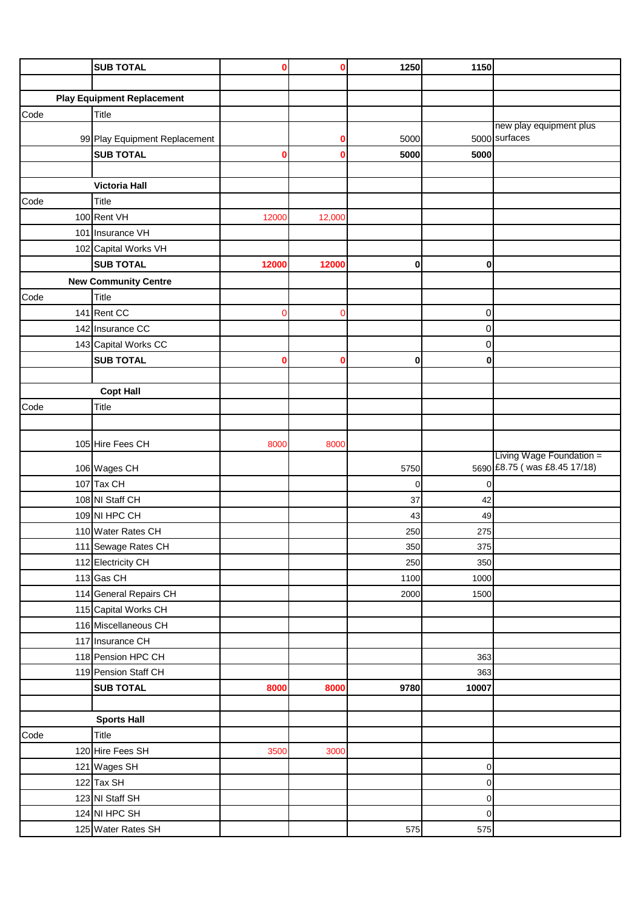| | SUB TOTAL | 0 | 0 | 1250 | 1150 | |
|---|---|---|---|---|---|---|
| | | | | | | |
| Play Equipment Replacement | | | | | | |
| Code | Title | | | | | |
| 99 | Play Equipment Replacement | | 0 | 5000 | 5000 | new play equipment plus surfaces |
| | SUB TOTAL | 0 | 0 | 5000 | 5000 | |
| | | | | | | |
| | Victoria Hall | | | | | |
| Code | Title | | | | | |
| 100 | Rent VH | 12000 | 12,000 | | | |
| 101 | Insurance VH | | | | | |
| 102 | Capital Works VH | | | | | |
| | SUB TOTAL | 12000 | 12000 | 0 | 0 | |
| New Community Centre | | | | | | |
| Code | Title | | | | | |
| 141 | Rent CC | 0 | 0 | | 0 | |
| 142 | Insurance CC | | | | 0 | |
| 143 | Capital Works CC | | | | 0 | |
| | SUB TOTAL | 0 | 0 | 0 | 0 | |
| | | | | | | |
| Copt Hall | | | | | | |
| Code | Title | | | | | |
| | | | | | | |
| 105 | Hire Fees CH | 8000 | 8000 | | | |
| 106 | Wages CH | | | 5750 | 5690 | Living Wage Foundation = £8.75 ( was £8.45 17/18) |
| 107 | Tax CH | | | 0 | 0 | |
| 108 | NI Staff CH | | | 37 | 42 | |
| 109 | NI HPC CH | | | 43 | 49 | |
| 110 | Water Rates CH | | | 250 | 275 | |
| 111 | Sewage Rates CH | | | 350 | 375 | |
| 112 | Electricity CH | | | 250 | 350 | |
| 113 | Gas CH | | | 1100 | 1000 | |
| 114 | General Repairs CH | | | 2000 | 1500 | |
| 115 | Capital Works CH | | | | | |
| 116 | Miscellaneous CH | | | | | |
| 117 | Insurance CH | | | | | |
| 118 | Pension HPC CH | | | | 363 | |
| 119 | Pension Staff CH | | | | 363 | |
| | SUB TOTAL | 8000 | 8000 | 9780 | 10007 | |
| | | | | | | |
| Sports Hall | | | | | | |
| Code | Title | | | | | |
| 120 | Hire Fees SH | 3500 | 3000 | | | |
| 121 | Wages SH | | | | 0 | |
| 122 | Tax SH | | | | 0 | |
| 123 | NI Staff SH | | | | 0 | |
| 124 | NI HPC SH | | | | 0 | |
| 125 | Water Rates SH | | | 575 | 575 | |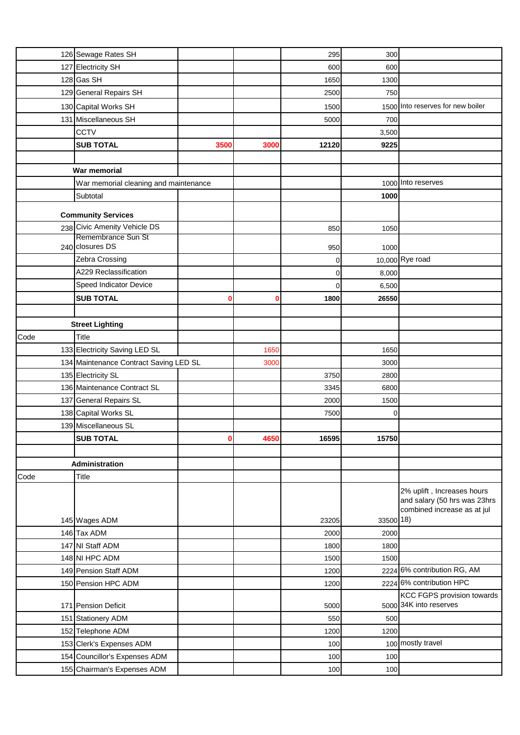| | | | | | | |
|---|---|---|---|---|---|---|
| 126 | Sewage Rates SH | | | 295 | 300 | |
| 127 | Electricity SH | | | 600 | 600 | |
| 128 | Gas SH | | | 1650 | 1300 | |
| 129 | General Repairs SH | | | 2500 | 750 | |
| 130 | Capital Works SH | | | 1500 | 1500 | Into reserves for new boiler |
| 131 | Miscellaneous SH | | | 5000 | 700 | |
| | CCTV | | | | 3,500 | |
| | **SUB TOTAL** | **3500** | **3000** | **12120** | **9225** | |
| | | | | | | |
| | **War memorial** | | | | | |
| | War memorial cleaning and maintenance | | | | 1000 | Into reserves |
| | Subtotal | | | | **1000** | |
| | **Community Services** | | | | | |
| 238 | Civic Amenity Vehicle DS | | | 850 | 1050 | |
| 240 | Remembrance Sun St closures DS | | | 950 | 1000 | |
| | Zebra Crossing | | | 0 | 10,000 | Rye road |
| | A229 Reclassification | | | 0 | 8,000 | |
| | Speed Indicator Device | | | 0 | 6,500 | |
| | **SUB TOTAL** | **0** | **0** | **1800** | **26550** | |
| | | | | | | |
| | **Street Lighting** | | | | | |
| Code | Title | | | | | |
| 133 | Electricity Saving LED SL | | 1650 | | 1650 | |
| 134 | Maintenance Contract Saving LED SL | | 3000 | | 3000 | |
| 135 | Electricity SL | | | 3750 | 2800 | |
| 136 | Maintenance Contract SL | | | 3345 | 6800 | |
| 137 | General Repairs SL | | | 2000 | 1500 | |
| 138 | Capital Works SL | | | 7500 | 0 | |
| 139 | Miscellaneous SL | | | | | |
| | **SUB TOTAL** | **0** | **4650** | **16595** | **15750** | |
| | | | | | | |
| | **Administration** | | | | | |
| Code | Title | | | | | |
| 145 | Wages ADM | | | 23205 | 33500 | 2% uplift , Increases hours and salary (50 hrs was 23hrs combined increase as at jul 18) |
| 146 | Tax ADM | | | 2000 | 2000 | |
| 147 | NI Staff ADM | | | 1800 | 1800 | |
| 148 | NI HPC ADM | | | 1500 | 1500 | |
| 149 | Pension Staff ADM | | | 1200 | 2224 | 6% contribution RG, AM |
| 150 | Pension HPC ADM | | | 1200 | 2224 | 6% contribution HPC |
| 171 | Pension Deficit | | | 5000 | 5000 | KCC FGPS provision towards 34K into reserves |
| 151 | Stationery ADM | | | 550 | 500 | |
| 152 | Telephone ADM | | | 1200 | 1200 | |
| 153 | Clerk's Expenses ADM | | | 100 | 100 | mostly travel |
| 154 | Councillor's Expenses ADM | | | 100 | 100 | |
| 155 | Chairman's Expenses ADM | | | 100 | 100 | |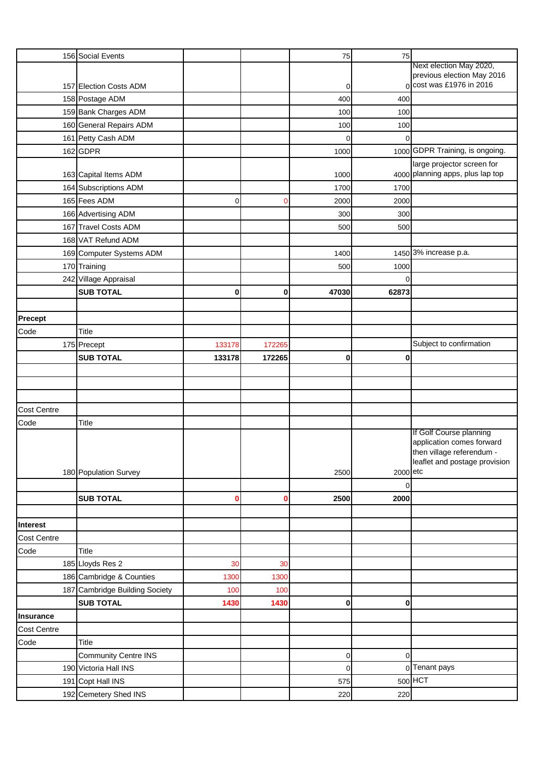| | | | | | | |
|---|---|---|---|---|---|---|
| 156 | Social Events | | | 75 | 75 | |
| 157 | Election Costs ADM | | | 0 | 0 | Next election May 2020, previous election May 2016 cost was £1976 in 2016 |
| 158 | Postage ADM | | | 400 | 400 | |
| 159 | Bank Charges ADM | | | 100 | 100 | |
| 160 | General Repairs ADM | | | 100 | 100 | |
| 161 | Petty Cash ADM | | | 0 | 0 | |
| 162 | GDPR | | | 1000 | 1000 | GDPR Training, is ongoing. |
| 163 | Capital Items ADM | | | 1000 | 4000 | large projector screen for planning apps, plus lap top |
| 164 | Subscriptions ADM | | | 1700 | 1700 | |
| 165 | Fees ADM | 0 | 0 | 2000 | 2000 | |
| 166 | Advertising ADM | | | 300 | 300 | |
| 167 | Travel Costs ADM | | | 500 | 500 | |
| 168 | VAT Refund ADM | | | | | |
| 169 | Computer Systems ADM | | | 1400 | 1450 | 3% increase p.a. |
| 170 | Training | | | 500 | 1000 | |
| 242 | Village Appraisal | | | | 0 | |
| | **SUB TOTAL** | **0** | **0** | **47030** | **62873** | |
| | | | | | | |
| **Precept** | | | | | | |
| Code | Title | | | | | |
| 175 | Precept | 133178 | 172265 | | | Subject to confirmation |
| | **SUB TOTAL** | **133178** | **172265** | **0** | **0** | |
| | | | | | | |
| | | | | | | |
| | | | | | | |
| Cost Centre | | | | | | |
| Code | Title | | | | | |
| 180 | Population Survey | | | 2500 | 2000 | If Golf Course planning application comes forward then village referendum - leaflet and postage provision etc |
| | | | | | 0 | |
| | **SUB TOTAL** | **0** | **0** | **2500** | **2000** | |
| | | | | | | |
| **Interest** | | | | | | |
| Cost Centre | | | | | | |
| Code | Title | | | | | |
| 185 | Lloyds Res 2 | 30 | 30 | | | |
| 186 | Cambridge & Counties | 1300 | 1300 | | | |
| 187 | Cambridge Building Society | 100 | 100 | | | |
| | **SUB TOTAL** | **1430** | **1430** | **0** | **0** | |
| **Insurance** | | | | | | |
| Cost Centre | | | | | | |
| Code | Title | | | | | |
| | Community Centre INS | | | 0 | 0 | |
| 190 | Victoria Hall INS | | | 0 | 0 | Tenant pays |
| 191 | Copt Hall INS | | | 575 | 500 | HCT |
| 192 | Cemetery Shed INS | | | 220 | 220 | |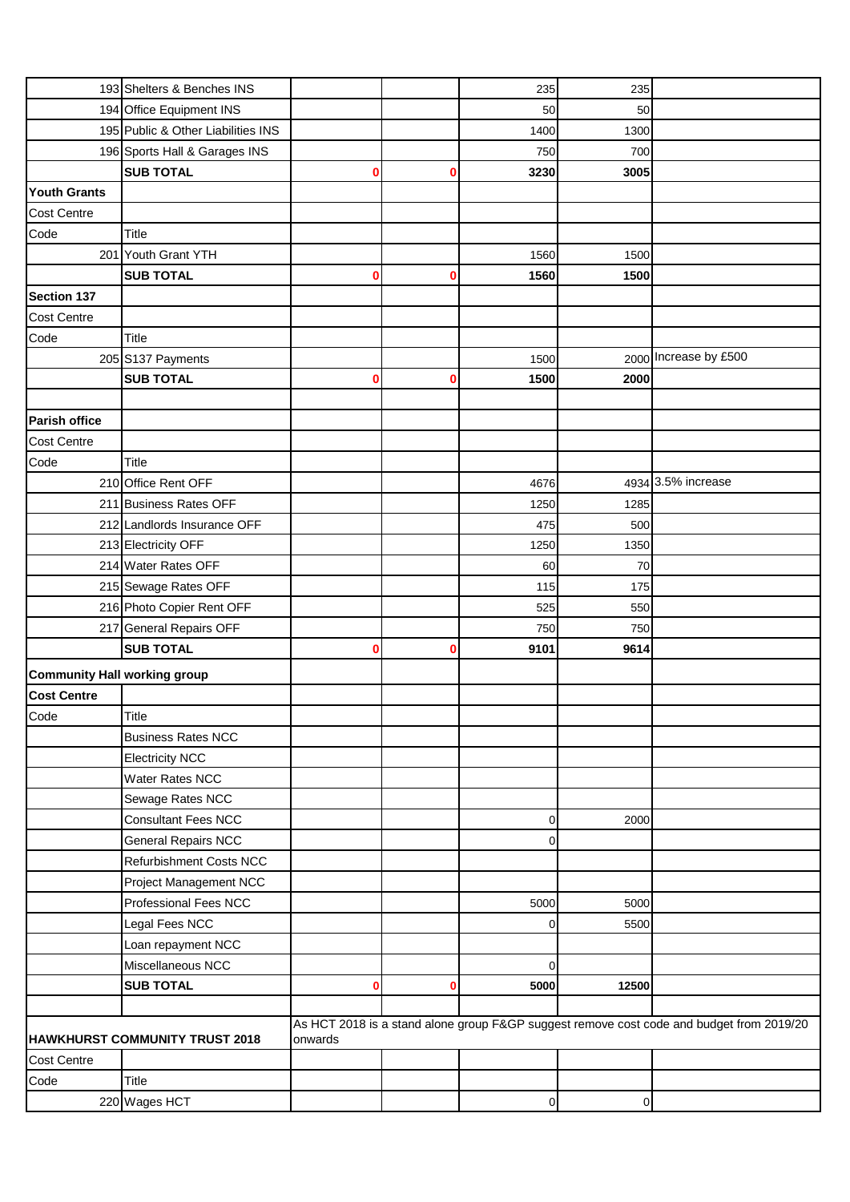| | | | | | | |
|---|---|---|---|---|---|---|
| 193 | Shelters & Benches INS | | | 235 | 235 | |
| 194 | Office Equipment INS | | | 50 | 50 | |
| 195 | Public & Other Liabilities INS | | | 1400 | 1300 | |
| 196 | Sports Hall & Garages INS | | | 750 | 700 | |
| | **SUB TOTAL** | **0** | **0** | **3230** | **3005** | |
| **Youth Grants** | | | | | | |
| Cost Centre | | | | | | |
| Code | Title | | | | | |
| 201 | Youth Grant YTH | | | 1560 | 1500 | |
| | **SUB TOTAL** | **0** | **0** | **1560** | **1500** | |
| **Section 137** | | | | | | |
| Cost Centre | | | | | | |
| Code | Title | | | | | |
| 205 | S137 Payments | | | 1500 | 2000 | Increase by £500 |
| | **SUB TOTAL** | **0** | **0** | **1500** | **2000** | |
| | | | | | | |
| **Parish office** | | | | | | |
| Cost Centre | | | | | | |
| Code | Title | | | | | |
| 210 | Office Rent OFF | | | 4676 | 4934 | 3.5% increase |
| 211 | Business Rates OFF | | | 1250 | 1285 | |
| 212 | Landlords Insurance OFF | | | 475 | 500 | |
| 213 | Electricity OFF | | | 1250 | 1350 | |
| 214 | Water Rates OFF | | | 60 | 70 | |
| 215 | Sewage Rates OFF | | | 115 | 175 | |
| 216 | Photo Copier Rent OFF | | | 525 | 550 | |
| 217 | General Repairs OFF | | | 750 | 750 | |
| | **SUB TOTAL** | **0** | **0** | **9101** | **9614** | |
| **Community Hall working group** | | | | | | |
| **Cost Centre** | | | | | | |
| Code | Title | | | | | |
| | Business Rates NCC | | | | | |
| | Electricity NCC | | | | | |
| | Water Rates NCC | | | | | |
| | Sewage Rates NCC | | | | | |
| | Consultant Fees NCC | | | 0 | 2000 | |
| | General Repairs NCC | | | 0 | | |
| | Refurbishment Costs NCC | | | | | |
| | Project Management NCC | | | | | |
| | Professional Fees NCC | | | 5000 | 5000 | |
| | Legal Fees NCC | | | 0 | 5500 | |
| | Loan repayment NCC | | | | | |
| | Miscellaneous NCC | | | 0 | | |
| | **SUB TOTAL** | **0** | **0** | **5000** | **12500** | |
| | | | | | | |
| **HAWKHURST COMMUNITY TRUST 2018** | | As HCT 2018 is a stand alone group F&GP suggest remove cost code and budget from 2019/20 onwards | | | | |
| Cost Centre | | | | | | |
| Code | Title | | | | | |
| 220 | Wages HCT | | | 0 | 0 | |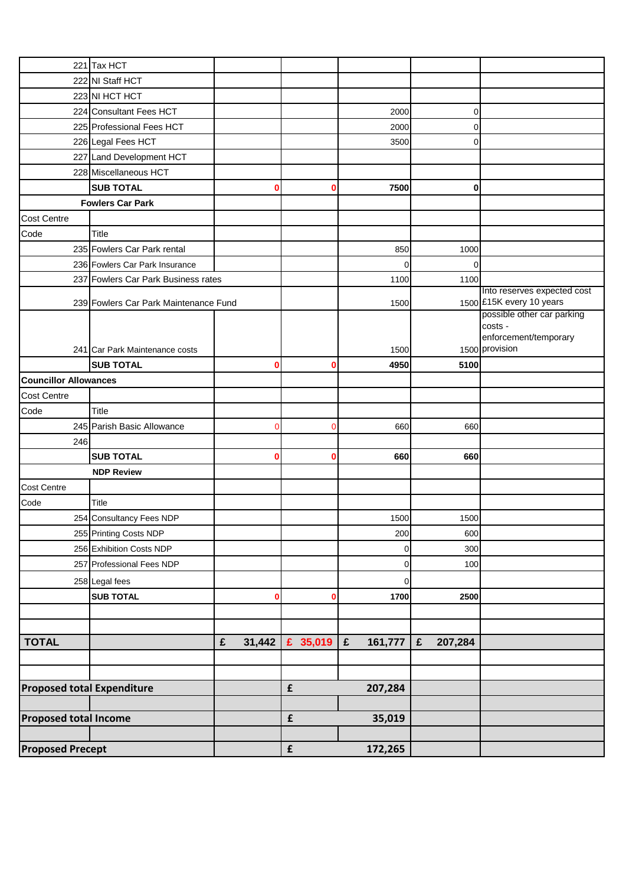| | | | | | | |
|---|---|---|---|---|---|---|
| 221 | Tax HCT | | | | | |
| 222 | NI Staff HCT | | | | | |
| 223 | NI HCT HCT | | | | | |
| 224 | Consultant Fees HCT | | | 2000 | 0 | |
| 225 | Professional Fees HCT | | | 2000 | 0 | |
| 226 | Legal Fees HCT | | | 3500 | 0 | |
| 227 | Land Development HCT | | | | | |
| 228 | Miscellaneous HCT | | | | | |
| | **SUB TOTAL** | **0** | **0** | **7500** | **0** | |
| | **Fowlers Car Park** | | | | | |
| Cost Centre | | | | | | |
| Code | Title | | | | | |
| 235 | Fowlers Car Park rental | | | 850 | 1000 | |
| 236 | Fowlers Car Park Insurance | | | 0 | 0 | |
| 237 | Fowlers Car Park Business rates | | | 1100 | 1100 | |
| 239 | Fowlers Car Park Maintenance Fund | | | 1500 | 1500 | Into reserves expected cost £15K every 10 years |
| 241 | Car Park Maintenance costs | | | 1500 | 1500 | possible other car parking costs - enforcement/temporary provision |
| | **SUB TOTAL** | **0** | **0** | **4950** | **5100** | |
| **Councillor Allowances** | | | | | | |
| Cost Centre | | | | | | |
| Code | Title | | | | | |
| 245 | Parish Basic Allowance | 0 | 0 | 660 | 660 | |
| 246 | | | | | | |
| | **SUB TOTAL** | **0** | **0** | **660** | **660** | |
| | **NDP Review** | | | | | |
| Cost Centre | | | | | | |
| Code | Title | | | | | |
| 254 | Consultancy Fees NDP | | | 1500 | 1500 | |
| 255 | Printing Costs NDP | | | 200 | 600 | |
| 256 | Exhibition Costs NDP | | | 0 | 300 | |
| 257 | Professional Fees NDP | | | 0 | 100 | |
| 258 | Legal fees | | | 0 | | |
| | **SUB TOTAL** | **0** | **0** | **1700** | **2500** | |
| | | | | | | |
| | | | | | | |
| **TOTAL** | | **£ 31,442** | **£ 35,019** | **£ 161,777** | **£ 207,284** | |
| | | | | | | |
| | | | | | | |
| **Proposed total Expenditure** | | | **£** | **207,284** | | |
| | | | | | | |
| **Proposed total Income** | | | **£** | **35,019** | | |
| | | | | | | |
| **Proposed Precept** | | | **£** | **172,265** | | |